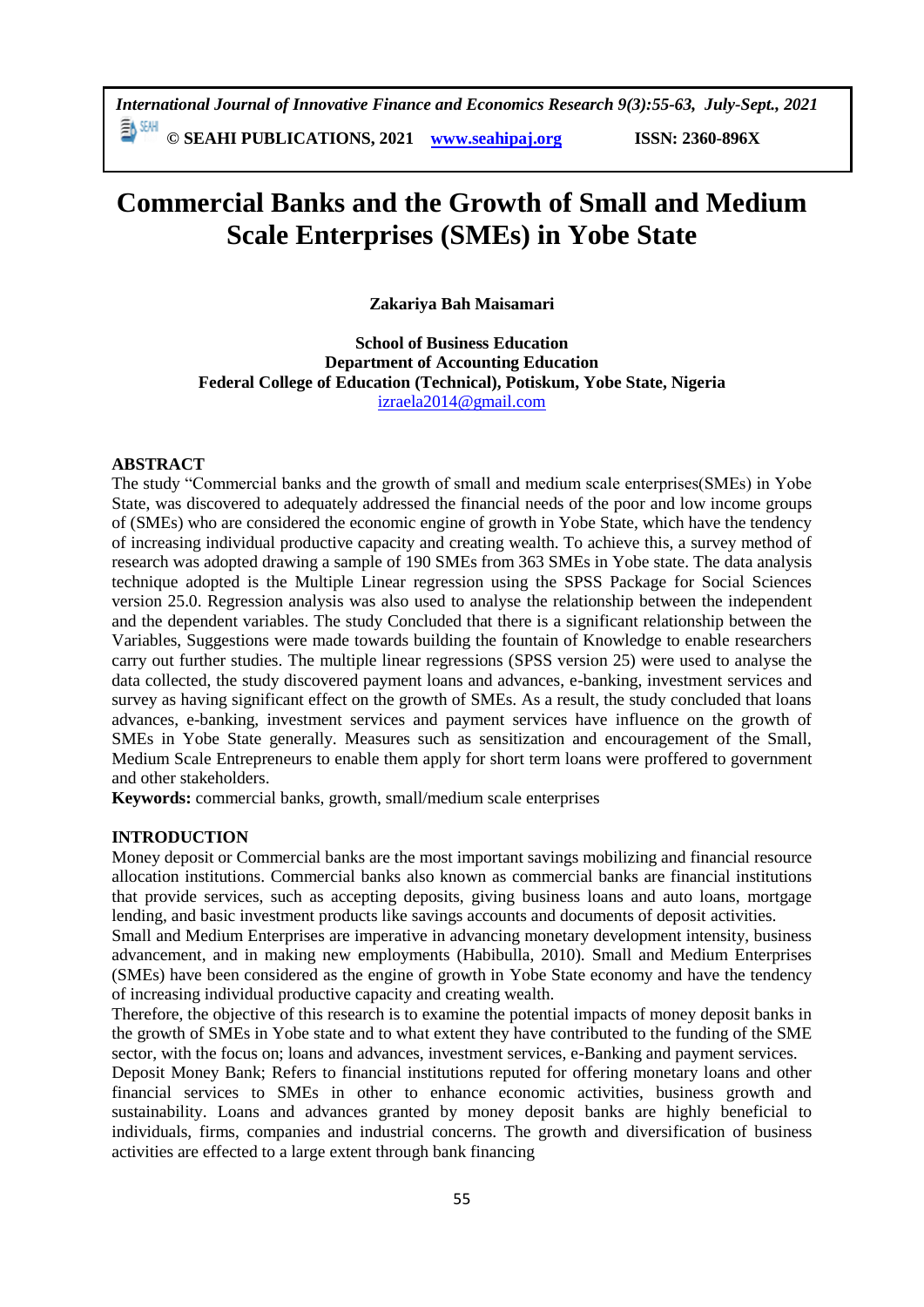# Commercial Banks and the Growth of Small and Medium Scale Enterprises (SMEs) in Yobe State

**Zakariya Bah Maisamari**

**School of Business Education**
**Department of Accounting Education**
**Federal College of Education (Technical), Potiskum, Yobe State, Nigeria**
izraela2014@gmail.com

## ABSTRACT

The study "Commercial banks and the growth of small and medium scale enterprises(SMEs) in Yobe State, was discovered to adequately addressed the financial needs of the poor and low income groups of (SMEs) who are considered the economic engine of growth in Yobe State, which have the tendency of increasing individual productive capacity and creating wealth. To achieve this, a survey method of research was adopted drawing a sample of 190 SMEs from 363 SMEs in Yobe state. The data analysis technique adopted is the Multiple Linear regression using the SPSS Package for Social Sciences version 25.0. Regression analysis was also used to analyse the relationship between the independent and the dependent variables. The study Concluded that there is a significant relationship between the Variables, Suggestions were made towards building the fountain of Knowledge to enable researchers carry out further studies. The multiple linear regressions (SPSS version 25) were used to analyse the data collected, the study discovered payment loans and advances, e-banking, investment services and survey as having significant effect on the growth of SMEs. As a result, the study concluded that loans advances, e-banking, investment services and payment services have influence on the growth of SMEs in Yobe State generally. Measures such as sensitization and encouragement of the Small, Medium Scale Entrepreneurs to enable them apply for short term loans were proffered to government and other stakeholders.

**Keywords:** commercial banks, growth, small/medium scale enterprises

## INTRODUCTION

Money deposit or Commercial banks are the most important savings mobilizing and financial resource allocation institutions. Commercial banks also known as commercial banks are financial institutions that provide services, such as accepting deposits, giving business loans and auto loans, mortgage lending, and basic investment products like savings accounts and documents of deposit activities.

Small and Medium Enterprises are imperative in advancing monetary development intensity, business advancement, and in making new employments (Habibulla, 2010). Small and Medium Enterprises (SMEs) have been considered as the engine of growth in Yobe State economy and have the tendency of increasing individual productive capacity and creating wealth.

Therefore, the objective of this research is to examine the potential impacts of money deposit banks in the growth of SMEs in Yobe state and to what extent they have contributed to the funding of the SME sector, with the focus on; loans and advances, investment services, e-Banking and payment services.

Deposit Money Bank; Refers to financial institutions reputed for offering monetary loans and other financial services to SMEs in other to enhance economic activities, business growth and sustainability. Loans and advances granted by money deposit banks are highly beneficial to individuals, firms, companies and industrial concerns. The growth and diversification of business activities are effected to a large extent through bank financing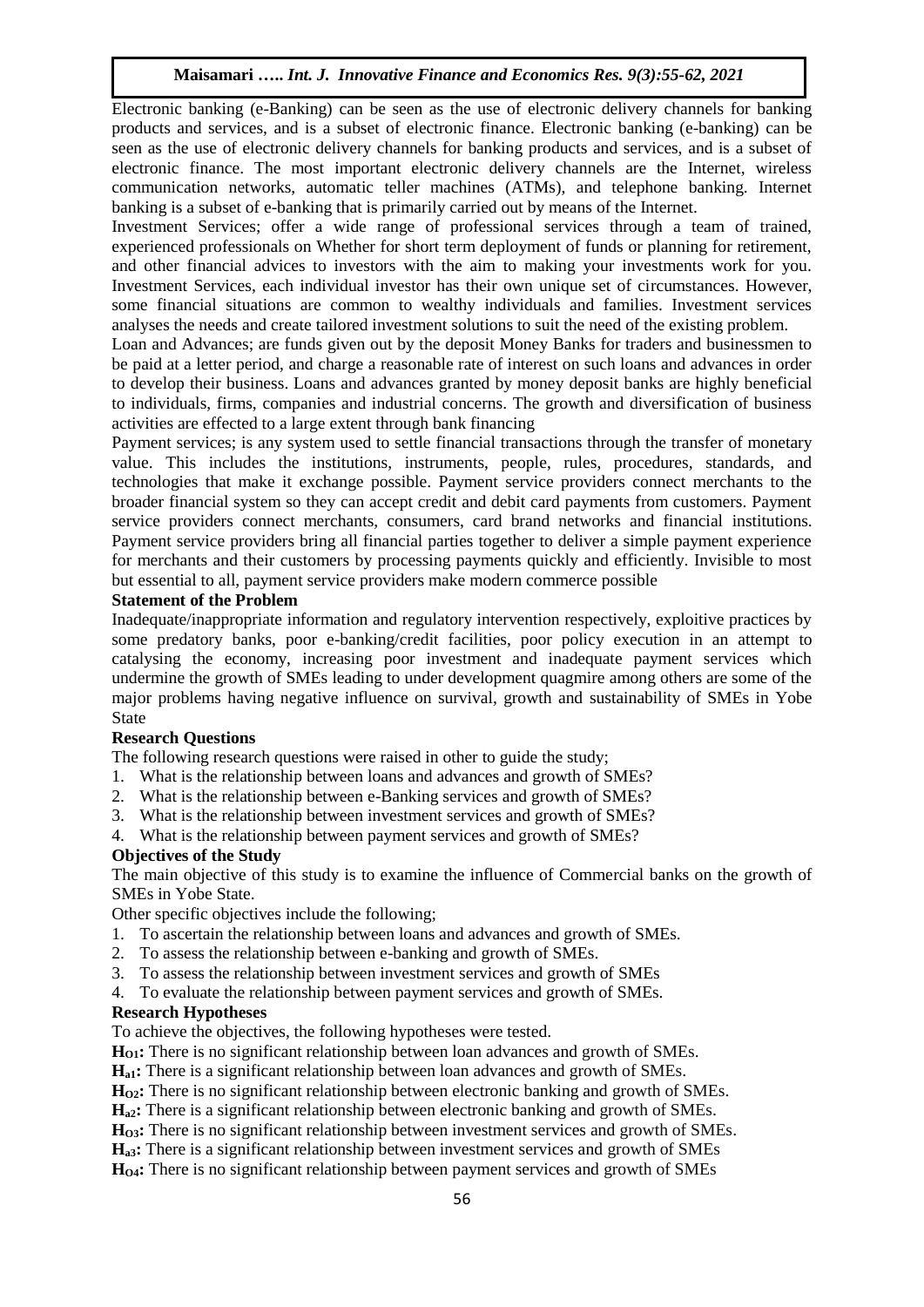Electronic banking (e-Banking) can be seen as the use of electronic delivery channels for banking products and services, and is a subset of electronic finance. Electronic banking (e-banking) can be seen as the use of electronic delivery channels for banking products and services, and is a subset of electronic finance. The most important electronic delivery channels are the Internet, wireless communication networks, automatic teller machines (ATMs), and telephone banking. Internet banking is a subset of e-banking that is primarily carried out by means of the Internet.

Investment Services; offer a wide range of professional services through a team of trained, experienced professionals on Whether for short term deployment of funds or planning for retirement, and other financial advices to investors with the aim to making your investments work for you. Investment Services, each individual investor has their own unique set of circumstances. However, some financial situations are common to wealthy individuals and families. Investment services analyses the needs and create tailored investment solutions to suit the need of the existing problem.

Loan and Advances; are funds given out by the deposit Money Banks for traders and businessmen to be paid at a letter period, and charge a reasonable rate of interest on such loans and advances in order to develop their business. Loans and advances granted by money deposit banks are highly beneficial to individuals, firms, companies and industrial concerns. The growth and diversification of business activities are effected to a large extent through bank financing

Payment services; is any system used to settle financial transactions through the transfer of monetary value. This includes the institutions, instruments, people, rules, procedures, standards, and technologies that make it exchange possible. Payment service providers connect merchants to the broader financial system so they can accept credit and debit card payments from customers. Payment service providers connect merchants, consumers, card brand networks and financial institutions. Payment service providers bring all financial parties together to deliver a simple payment experience for merchants and their customers by processing payments quickly and efficiently. Invisible to most but essential to all, payment service providers make modern commerce possible

### Statement of the Problem

Inadequate/inappropriate information and regulatory intervention respectively, exploitive practices by some predatory banks, poor e-banking/credit facilities, poor policy execution in an attempt to catalysing the economy, increasing poor investment and inadequate payment services which undermine the growth of SMEs leading to under development quagmire among others are some of the major problems having negative influence on survival, growth and sustainability of SMEs in Yobe State

### Research Questions

The following research questions were raised in other to guide the study;

1. What is the relationship between loans and advances and growth of SMEs?
2. What is the relationship between e-Banking services and growth of SMEs?
3. What is the relationship between investment services and growth of SMEs?
4. What is the relationship between payment services and growth of SMEs?

### Objectives of the Study

The main objective of this study is to examine the influence of Commercial banks on the growth of SMEs in Yobe State.

Other specific objectives include the following;

1. To ascertain the relationship between loans and advances and growth of SMEs.
2. To assess the relationship between e-banking and growth of SMEs.
3. To assess the relationship between investment services and growth of SMEs
4. To evaluate the relationship between payment services and growth of SMEs.

### Research Hypotheses

To achieve the objectives, the following hypotheses were tested.

**$H_{O1}$:** There is no significant relationship between loan advances and growth of SMEs.

**$H_{a1}$:** There is a significant relationship between loan advances and growth of SMEs.

**$H_{O2}$:** There is no significant relationship between electronic banking and growth of SMEs.

**$H_{a2}$:** There is a significant relationship between electronic banking and growth of SMEs.

**$H_{O3}$:** There is no significant relationship between investment services and growth of SMEs.

**$H_{a3}$:** There is a significant relationship between investment services and growth of SMEs

**$H_{O4}$:** There is no significant relationship between payment services and growth of SMEs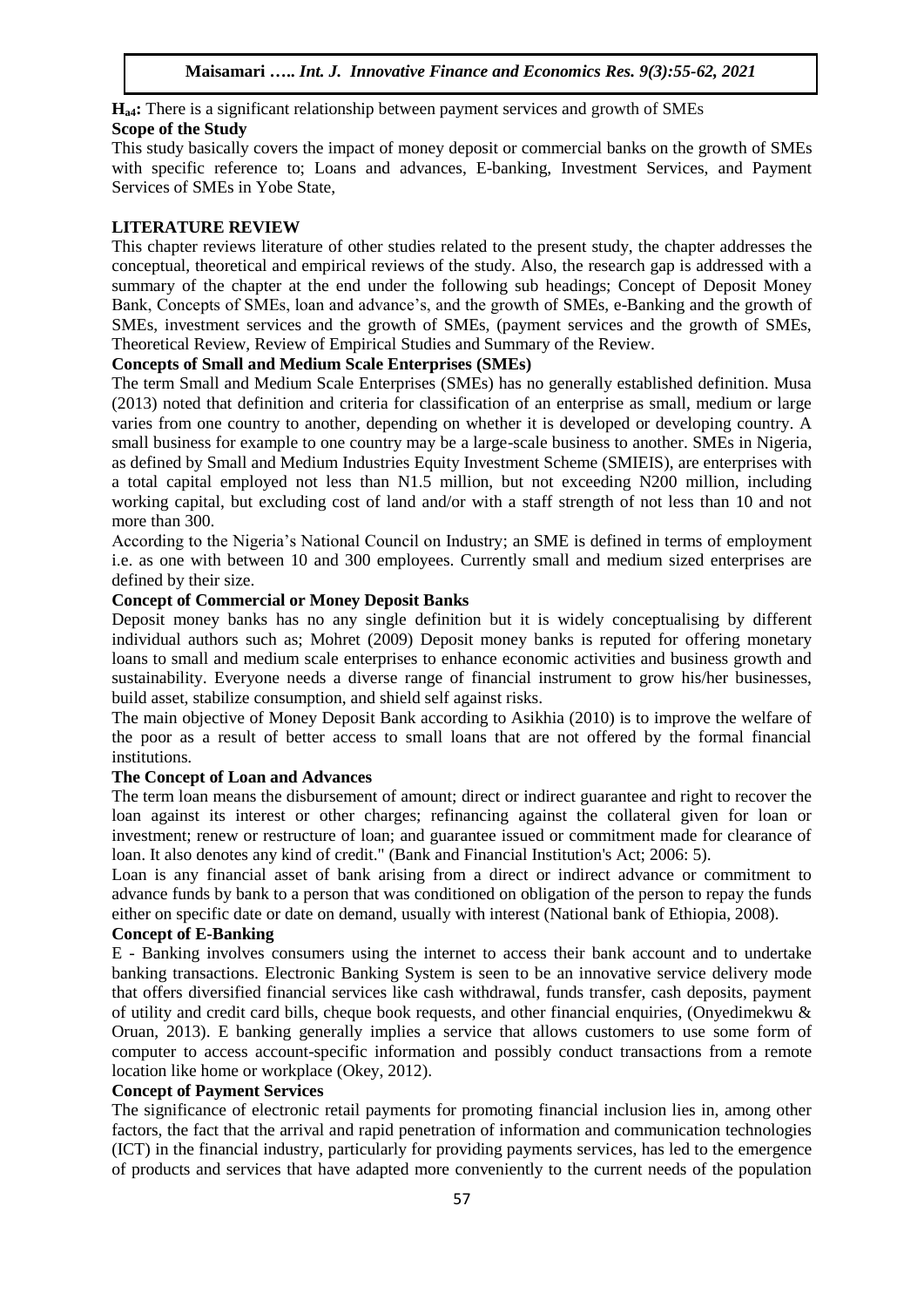**$H_{a4}$:** There is a significant relationship between payment services and growth of SMEs

**Scope of the Study**

This study basically covers the impact of money deposit or commercial banks on the growth of SMEs with specific reference to; Loans and advances, E-banking, Investment Services, and Payment Services of SMEs in Yobe State,

## LITERATURE REVIEW

This chapter reviews literature of other studies related to the present study, the chapter addresses the conceptual, theoretical and empirical reviews of the study. Also, the research gap is addressed with a summary of the chapter at the end under the following sub headings; Concept of Deposit Money Bank, Concepts of SMEs, loan and advance's, and the growth of SMEs, e-Banking and the growth of SMEs, investment services and the growth of SMEs, (payment services and the growth of SMEs, Theoretical Review, Review of Empirical Studies and Summary of the Review.

**Concepts of Small and Medium Scale Enterprises (SMEs)**

The term Small and Medium Scale Enterprises (SMEs) has no generally established definition. Musa (2013) noted that definition and criteria for classification of an enterprise as small, medium or large varies from one country to another, depending on whether it is developed or developing country. A small business for example to one country may be a large-scale business to another. SMEs in Nigeria, as defined by Small and Medium Industries Equity Investment Scheme (SMIEIS), are enterprises with a total capital employed not less than N1.5 million, but not exceeding N200 million, including working capital, but excluding cost of land and/or with a staff strength of not less than 10 and not more than 300.

According to the Nigeria's National Council on Industry; an SME is defined in terms of employment i.e. as one with between 10 and 300 employees. Currently small and medium sized enterprises are defined by their size.

**Concept of Commercial or Money Deposit Banks**

Deposit money banks has no any single definition but it is widely conceptualising by different individual authors such as; Mohret (2009) Deposit money banks is reputed for offering monetary loans to small and medium scale enterprises to enhance economic activities and business growth and sustainability. Everyone needs a diverse range of financial instrument to grow his/her businesses, build asset, stabilize consumption, and shield self against risks.

The main objective of Money Deposit Bank according to Asikhia (2010) is to improve the welfare of the poor as a result of better access to small loans that are not offered by the formal financial institutions.

**The Concept of Loan and Advances**

The term loan means the disbursement of amount; direct or indirect guarantee and right to recover the loan against its interest or other charges; refinancing against the collateral given for loan or investment; renew or restructure of loan; and guarantee issued or commitment made for clearance of loan. It also denotes any kind of credit." (Bank and Financial Institution's Act; 2006: 5).

Loan is any financial asset of bank arising from a direct or indirect advance or commitment to advance funds by bank to a person that was conditioned on obligation of the person to repay the funds either on specific date or date on demand, usually with interest (National bank of Ethiopia, 2008).

**Concept of E-Banking**

E - Banking involves consumers using the internet to access their bank account and to undertake banking transactions. Electronic Banking System is seen to be an innovative service delivery mode that offers diversified financial services like cash withdrawal, funds transfer, cash deposits, payment of utility and credit card bills, cheque book requests, and other financial enquiries, (Onyedimekwu & Oruan, 2013). E banking generally implies a service that allows customers to use some form of computer to access account-specific information and possibly conduct transactions from a remote location like home or workplace (Okey, 2012).

**Concept of Payment Services**

The significance of electronic retail payments for promoting financial inclusion lies in, among other factors, the fact that the arrival and rapid penetration of information and communication technologies (ICT) in the financial industry, particularly for providing payments services, has led to the emergence of products and services that have adapted more conveniently to the current needs of the population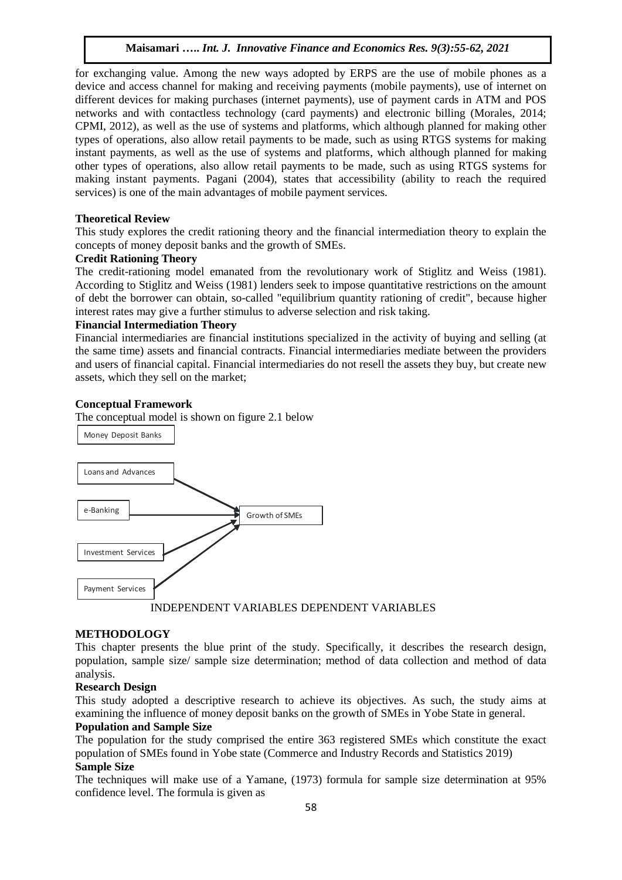for exchanging value. Among the new ways adopted by ERPS are the use of mobile phones as a device and access channel for making and receiving payments (mobile payments), use of internet on different devices for making purchases (internet payments), use of payment cards in ATM and POS networks and with contactless technology (card payments) and electronic billing (Morales, 2014; CPMI, 2012), as well as the use of systems and platforms, which although planned for making other types of operations, also allow retail payments to be made, such as using RTGS systems for making instant payments, as well as the use of systems and platforms, which although planned for making other types of operations, also allow retail payments to be made, such as using RTGS systems for making instant payments. Pagani (2004), states that accessibility (ability to reach the required services) is one of the main advantages of mobile payment services.

**Theoretical Review**

This study explores the credit rationing theory and the financial intermediation theory to explain the concepts of money deposit banks and the growth of SMEs.

**Credit Rationing Theory**

The credit-rationing model emanated from the revolutionary work of Stiglitz and Weiss (1981). According to Stiglitz and Weiss (1981) lenders seek to impose quantitative restrictions on the amount of debt the borrower can obtain, so-called "equilibrium quantity rationing of credit", because higher interest rates may give a further stimulus to adverse selection and risk taking.

**Financial Intermediation Theory**

Financial intermediaries are financial institutions specialized in the activity of buying and selling (at the same time) assets and financial contracts. Financial intermediaries mediate between the providers and users of financial capital. Financial intermediaries do not resell the assets they buy, but create new assets, which they sell on the market;

**Conceptual Framework**

The conceptual model is shown on figure 2.1 below

Money Deposit Banks

Loans and Advances → Growth of SMEs

e-Banking → Growth of SMEs

Investment Services → Growth of SMEs

Payment Services → Growth of SMEs

INDEPENDENT VARIABLES DEPENDENT VARIABLES

**METHODOLOGY**

This chapter presents the blue print of the study. Specifically, it describes the research design, population, sample size/ sample size determination; method of data collection and method of data analysis.

**Research Design**

This study adopted a descriptive research to achieve its objectives. As such, the study aims at examining the influence of money deposit banks on the growth of SMEs in Yobe State in general.

**Population and Sample Size**

The population for the study comprised the entire 363 registered SMEs which constitute the exact population of SMEs found in Yobe state (Commerce and Industry Records and Statistics 2019)

**Sample Size**

The techniques will make use of a Yamane, (1973) formula for sample size determination at 95% confidence level. The formula is given as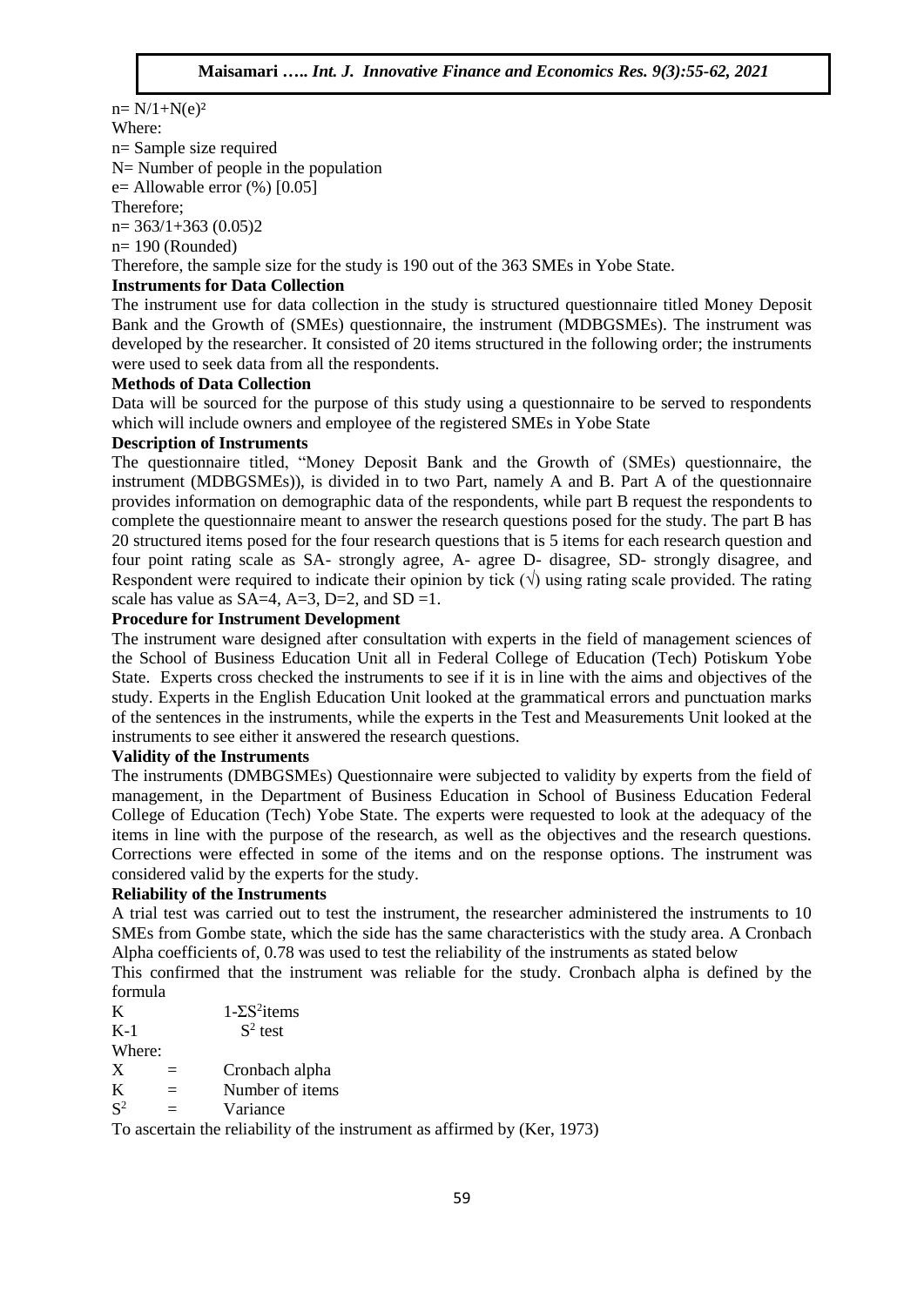$n = N/1+N(e)^2$

Where:

n= Sample size required

N= Number of people in the population

e= Allowable error (%) [0.05]

Therefore;

$n = 363/1+363\ (0.05)2$

n= 190 (Rounded)

Therefore, the sample size for the study is 190 out of the 363 SMEs in Yobe State.

**Instruments for Data Collection**

The instrument use for data collection in the study is structured questionnaire titled Money Deposit Bank and the Growth of (SMEs) questionnaire, the instrument (MDBGSMEs). The instrument was developed by the researcher. It consisted of 20 items structured in the following order; the instruments were used to seek data from all the respondents.

**Methods of Data Collection**

Data will be sourced for the purpose of this study using a questionnaire to be served to respondents which will include owners and employee of the registered SMEs in Yobe State

**Description of Instruments**

The questionnaire titled, "Money Deposit Bank and the Growth of (SMEs) questionnaire, the instrument (MDBGSMEs)), is divided in to two Part, namely A and B. Part A of the questionnaire provides information on demographic data of the respondents, while part B request the respondents to complete the questionnaire meant to answer the research questions posed for the study. The part B has 20 structured items posed for the four research questions that is 5 items for each research question and four point rating scale as SA- strongly agree, A- agree D- disagree, SD- strongly disagree, and Respondent were required to indicate their opinion by tick (√) using rating scale provided. The rating scale has value as SA=4, A=3, D=2, and SD =1.

**Procedure for Instrument Development**

The instrument ware designed after consultation with experts in the field of management sciences of the School of Business Education Unit all in Federal College of Education (Tech) Potiskum Yobe State. Experts cross checked the instruments to see if it is in line with the aims and objectives of the study. Experts in the English Education Unit looked at the grammatical errors and punctuation marks of the sentences in the instruments, while the experts in the Test and Measurements Unit looked at the instruments to see either it answered the research questions.

**Validity of the Instruments**

The instruments (DMBGSMEs) Questionnaire were subjected to validity by experts from the field of management, in the Department of Business Education in School of Business Education Federal College of Education (Tech) Yobe State. The experts were requested to look at the adequacy of the items in line with the purpose of the research, as well as the objectives and the research questions. Corrections were effected in some of the items and on the response options. The instrument was considered valid by the experts for the study.

**Reliability of the Instruments**

A trial test was carried out to test the instrument, the researcher administered the instruments to 10 SMEs from Gombe state, which the side has the same characteristics with the study area. A Cronbach Alpha coefficients of, 0.78 was used to test the reliability of the instruments as stated below

This confirmed that the instrument was reliable for the study. Cronbach alpha is defined by the formula

$$\frac{K}{K-1} \quad 1-\frac{\Sigma S^2 \text{items}}{S^2 \text{ test}}$$

Where:

X = Cronbach alpha

K = Number of items

$S^2$ = Variance

To ascertain the reliability of the instrument as affirmed by (Ker, 1973)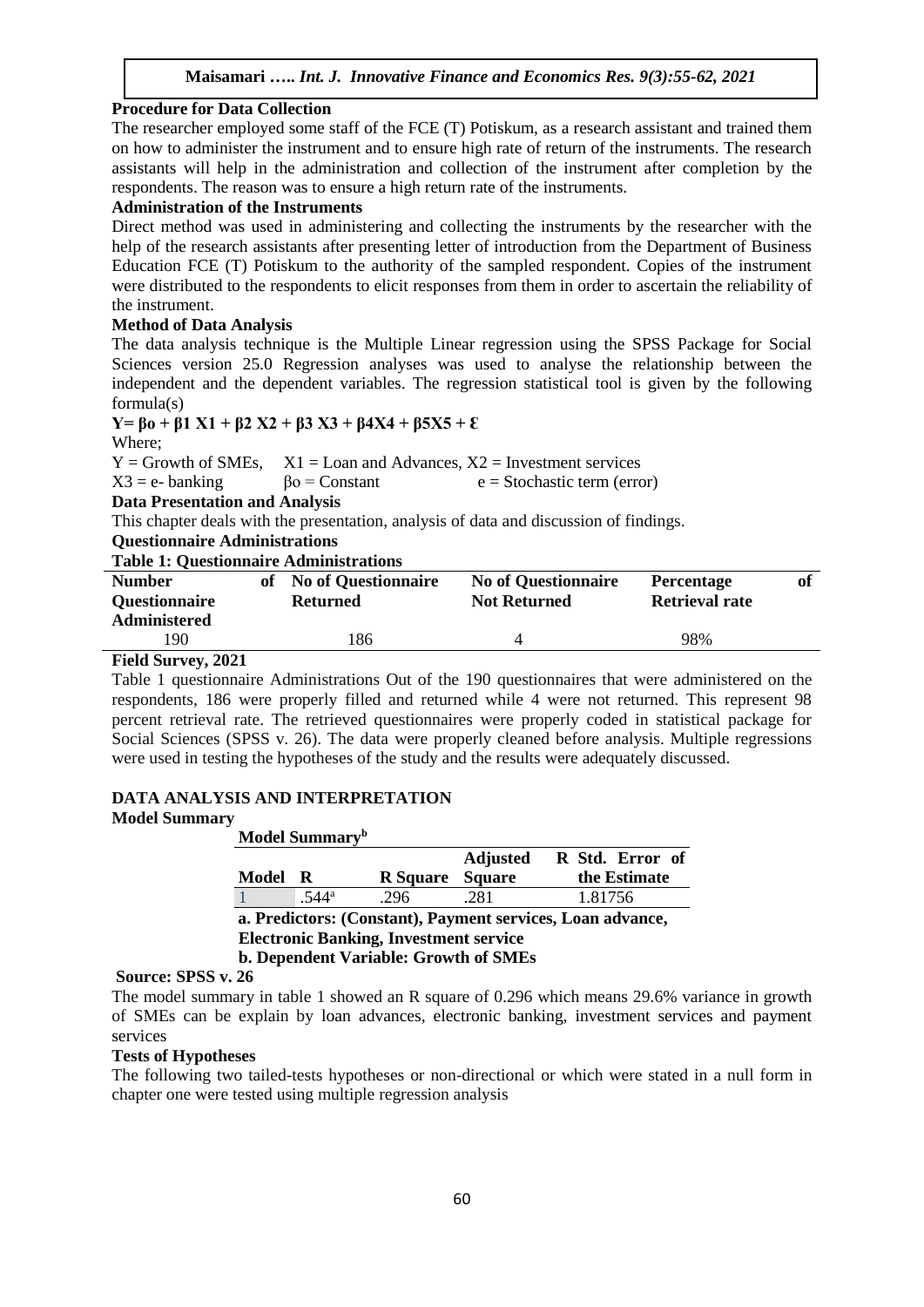**Procedure for Data Collection**

The researcher employed some staff of the FCE (T) Potiskum, as a research assistant and trained them on how to administer the instrument and to ensure high rate of return of the instruments. The research assistants will help in the administration and collection of the instrument after completion by the respondents. The reason was to ensure a high return rate of the instruments.

**Administration of the Instruments**

Direct method was used in administering and collecting the instruments by the researcher with the help of the research assistants after presenting letter of introduction from the Department of Business Education FCE (T) Potiskum to the authority of the sampled respondent. Copies of the instrument were distributed to the respondents to elicit responses from them in order to ascertain the reliability of the instrument.

**Method of Data Analysis**

The data analysis technique is the Multiple Linear regression using the SPSS Package for Social Sciences version 25.0 Regression analyses was used to analyse the relationship between the independent and the dependent variables. The regression statistical tool is given by the following formula(s)

$$Y = \beta o + \beta 1\ X1 + \beta 2\ X2 + \beta 3\ X3 + \beta 4X4 + \beta 5X5 + \mathcal{E}$$

Where;

Y = Growth of SMEs, X1 = Loan and Advances, X2 = Investment services

X3 = e- banking βo = Constant e = Stochastic term (error)

**Data Presentation and Analysis**

This chapter deals with the presentation, analysis of data and discussion of findings.

**Questionnaire Administrations**

**Table 1: Questionnaire Administrations**

| Number of Questionnaire Administered | No of Questionnaire Returned | No of Questionnaire Not Returned | Percentage of Retrieval rate |
|---|---|---|---|
| 190 | 186 | 4 | 98% |

**Field Survey, 2021**

Table 1 questionnaire Administrations Out of the 190 questionnaires that were administered on the respondents, 186 were properly filled and returned while 4 were not returned. This represent 98 percent retrieval rate. The retrieved questionnaires were properly coded in statistical package for Social Sciences (SPSS v. 26). The data were properly cleaned before analysis. Multiple regressions were used in testing the hypotheses of the study and the results were adequately discussed.

## DATA ANALYSIS AND INTERPRETATION

**Model Summary**

**Model Summary[b]**

| Model | R | R Square | Adjusted R Square | Std. Error of the Estimate |
|---|---|---|---|---|
| 1 | .544[a] | .296 | .281 | 1.81756 |

**a. Predictors: (Constant), Payment services, Loan advance, Electronic Banking, Investment service**

**b. Dependent Variable: Growth of SMEs**

**Source: SPSS v. 26**

The model summary in table 1 showed an R square of 0.296 which means 29.6% variance in growth of SMEs can be explain by loan advances, electronic banking, investment services and payment services

**Tests of Hypotheses**

The following two tailed-tests hypotheses or non-directional or which were stated in a null form in chapter one were tested using multiple regression analysis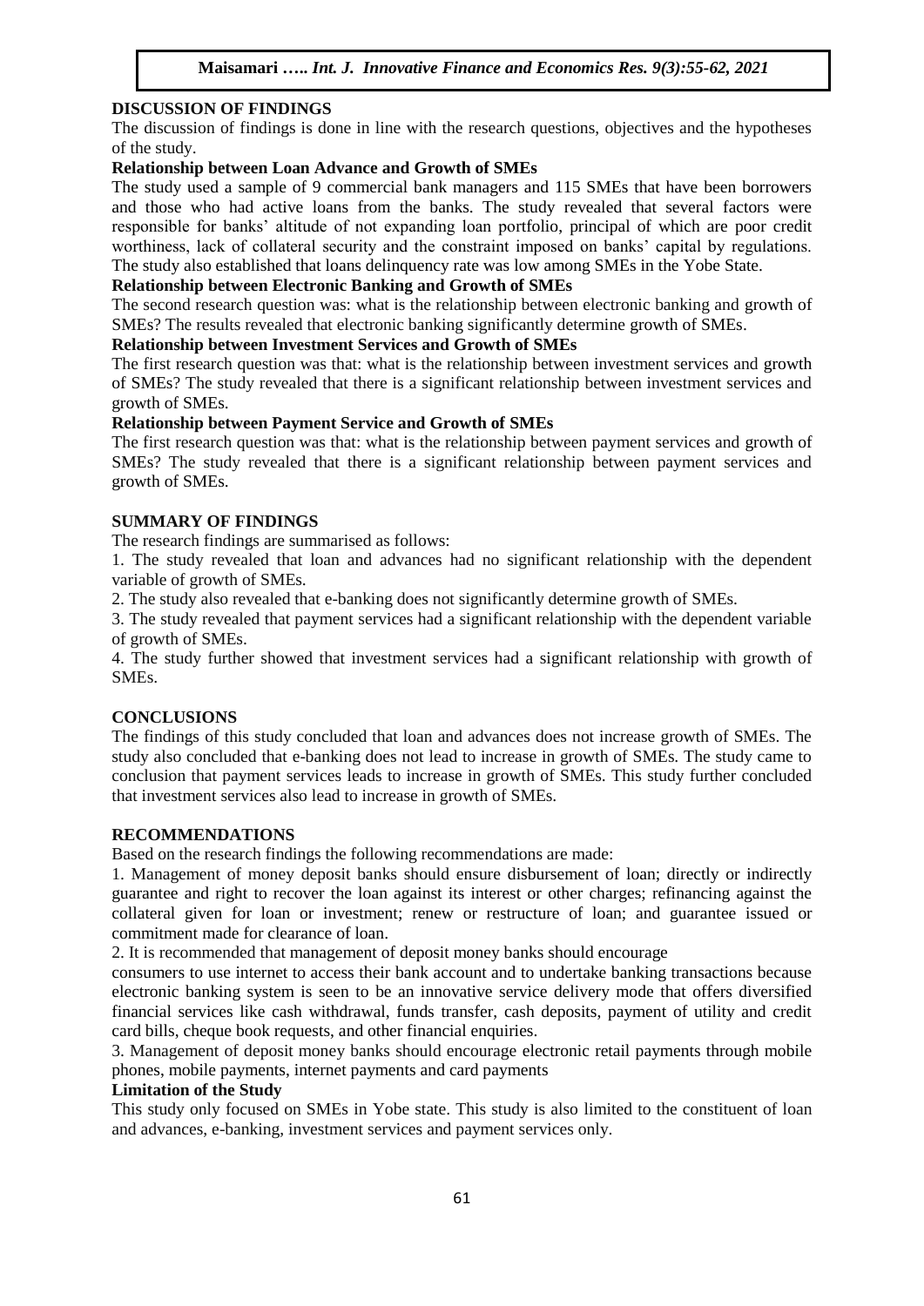## DISCUSSION OF FINDINGS

The discussion of findings is done in line with the research questions, objectives and the hypotheses of the study.

### Relationship between Loan Advance and Growth of SMEs

The study used a sample of 9 commercial bank managers and 115 SMEs that have been borrowers and those who had active loans from the banks. The study revealed that several factors were responsible for banks' altitude of not expanding loan portfolio, principal of which are poor credit worthiness, lack of collateral security and the constraint imposed on banks' capital by regulations. The study also established that loans delinquency rate was low among SMEs in the Yobe State.

### Relationship between Electronic Banking and Growth of SMEs

The second research question was: what is the relationship between electronic banking and growth of SMEs? The results revealed that electronic banking significantly determine growth of SMEs.

### Relationship between Investment Services and Growth of SMEs

The first research question was that: what is the relationship between investment services and growth of SMEs? The study revealed that there is a significant relationship between investment services and growth of SMEs.

### Relationship between Payment Service and Growth of SMEs

The first research question was that: what is the relationship between payment services and growth of SMEs? The study revealed that there is a significant relationship between payment services and growth of SMEs.

## SUMMARY OF FINDINGS

The research findings are summarised as follows:

1. The study revealed that loan and advances had no significant relationship with the dependent variable of growth of SMEs.
2. The study also revealed that e-banking does not significantly determine growth of SMEs.
3. The study revealed that payment services had a significant relationship with the dependent variable of growth of SMEs.
4. The study further showed that investment services had a significant relationship with growth of SMEs.

## CONCLUSIONS

The findings of this study concluded that loan and advances does not increase growth of SMEs. The study also concluded that e-banking does not lead to increase in growth of SMEs. The study came to conclusion that payment services leads to increase in growth of SMEs. This study further concluded that investment services also lead to increase in growth of SMEs.

## RECOMMENDATIONS

Based on the research findings the following recommendations are made:

1. Management of money deposit banks should ensure disbursement of loan; directly or indirectly guarantee and right to recover the loan against its interest or other charges; refinancing against the collateral given for loan or investment; renew or restructure of loan; and guarantee issued or commitment made for clearance of loan.
2. It is recommended that management of deposit money banks should encourage consumers to use internet to access their bank account and to undertake banking transactions because electronic banking system is seen to be an innovative service delivery mode that offers diversified financial services like cash withdrawal, funds transfer, cash deposits, payment of utility and credit card bills, cheque book requests, and other financial enquiries.
3. Management of deposit money banks should encourage electronic retail payments through mobile phones, mobile payments, internet payments and card payments

### Limitation of the Study

This study only focused on SMEs in Yobe state. This study is also limited to the constituent of loan and advances, e-banking, investment services and payment services only.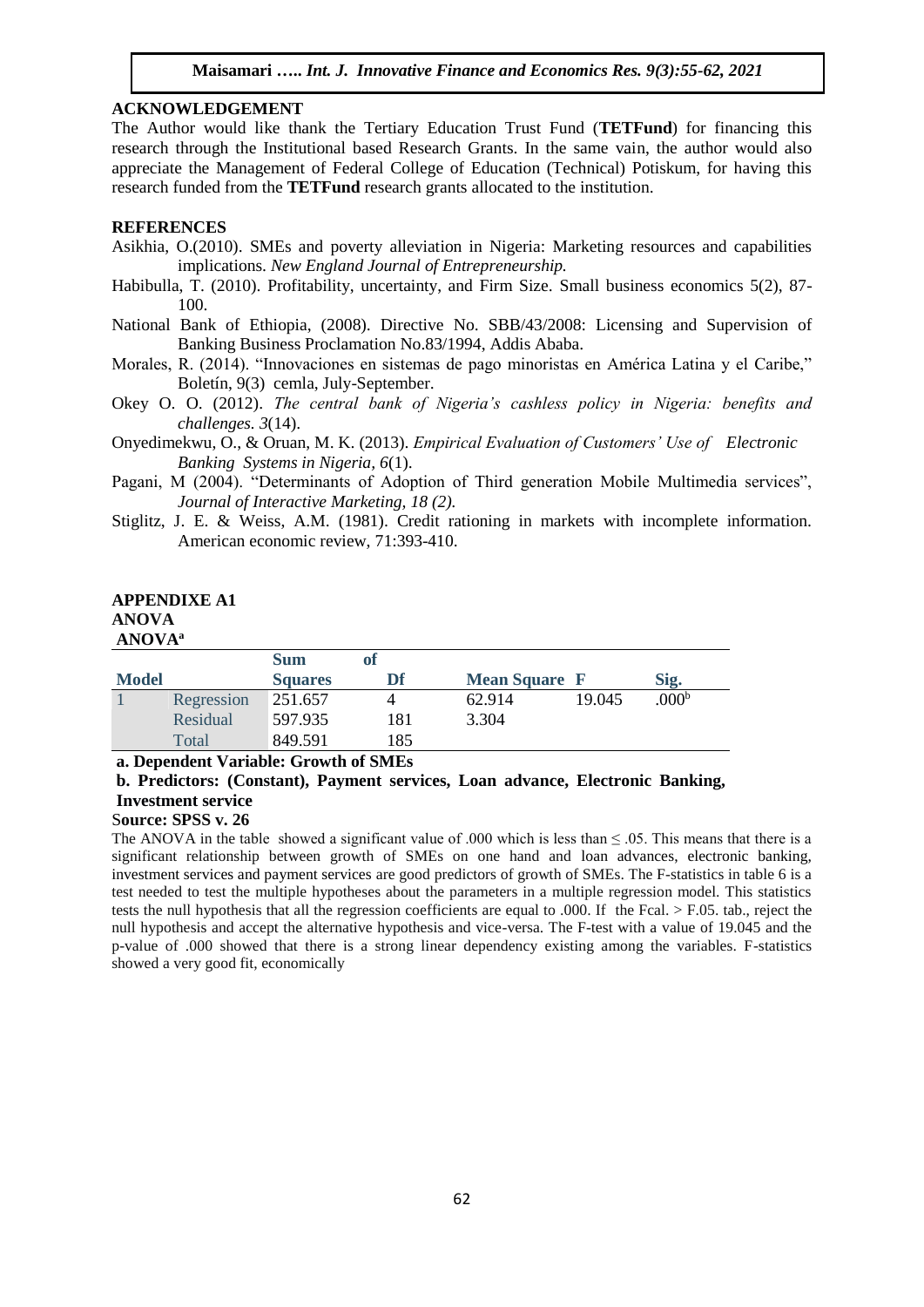## ACKNOWLEDGEMENT

The Author would like thank the Tertiary Education Trust Fund (**TETFund**) for financing this research through the Institutional based Research Grants. In the same vain, the author would also appreciate the Management of Federal College of Education (Technical) Potiskum, for having this research funded from the **TETFund** research grants allocated to the institution.

## REFERENCES

Asikhia, O.(2010). SMEs and poverty alleviation in Nigeria: Marketing resources and capabilities implications. *New England Journal of Entrepreneurship.*

Habibulla, T. (2010). Profitability, uncertainty, and Firm Size. Small business economics 5(2), 87-100.

National Bank of Ethiopia, (2008). Directive No. SBB/43/2008: Licensing and Supervision of Banking Business Proclamation No.83/1994, Addis Ababa.

Morales, R. (2014). "Innovaciones en sistemas de pago minoristas en América Latina y el Caribe," Boletín, 9(3) cemla, July-September.

Okey O. O. (2012). *The central bank of Nigeria's cashless policy in Nigeria: benefits and challenges. 3*(14).

Onyedimekwu, O., & Oruan, M. K. (2013). *Empirical Evaluation of Customers' Use of Electronic Banking Systems in Nigeria, 6*(1).

Pagani, M (2004). "Determinants of Adoption of Third generation Mobile Multimedia services", *Journal of Interactive Marketing, 18 (2).*

Stiglitz, J. E. & Weiss, A.M. (1981). Credit rationing in markets with incomplete information. American economic review, 71:393-410.

## APPENDIXE A1

**ANOVA**

**ANOVA[a]**

| Model | | Sum of Squares | Df | Mean Square | F | Sig. |
|---|---|---|---|---|---|---|
| 1 | Regression | 251.657 | 4 | 62.914 | 19.045 | .000[b] |
| | Residual | 597.935 | 181 | 3.304 | | |
| | Total | 849.591 | 185 | | | |

**a. Dependent Variable: Growth of SMEs**

**b. Predictors: (Constant), Payment services, Loan advance, Electronic Banking, Investment service**

**Source: SPSS v. 26**

The ANOVA in the table showed a significant value of .000 which is less than ≤ .05. This means that there is a significant relationship between growth of SMEs on one hand and loan advances, electronic banking, investment services and payment services are good predictors of growth of SMEs. The F-statistics in table 6 is a test needed to test the multiple hypotheses about the parameters in a multiple regression model. This statistics tests the null hypothesis that all the regression coefficients are equal to .000. If the Fcal. > F.05. tab., reject the null hypothesis and accept the alternative hypothesis and vice-versa. The F-test with a value of 19.045 and the p-value of .000 showed that there is a strong linear dependency existing among the variables. F-statistics showed a very good fit, economically